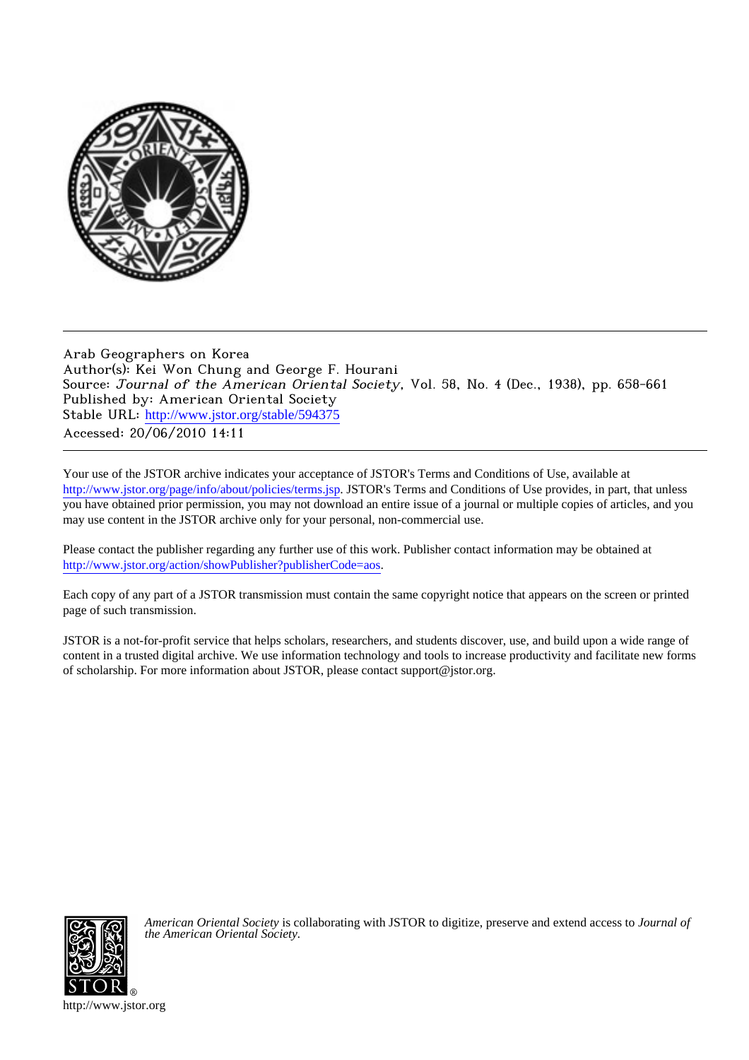Arab Geographers on Korea
Author(s): Kei Won Chung and George F. Hourani
Source: *Journal of the American Oriental Society*, Vol. 58, No. 4 (Dec., 1938), pp. 658-661
Published by: American Oriental Society
Stable URL: http://www.jstor.org/stable/594375
Accessed: 20/06/2010 14:11

---

Your use of the JSTOR archive indicates your acceptance of JSTOR's Terms and Conditions of Use, available at http://www.jstor.org/page/info/about/policies/terms.jsp. JSTOR's Terms and Conditions of Use provides, in part, that unless you have obtained prior permission, you may not download an entire issue of a journal or multiple copies of articles, and you may use content in the JSTOR archive only for your personal, non-commercial use.

Please contact the publisher regarding any further use of this work. Publisher contact information may be obtained at http://www.jstor.org/action/showPublisher?publisherCode=aos.

Each copy of any part of a JSTOR transmission must contain the same copyright notice that appears on the screen or printed page of such transmission.

JSTOR is a not-for-profit service that helps scholars, researchers, and students discover, use, and build upon a wide range of content in a trusted digital archive. We use information technology and tools to increase productivity and facilitate new forms of scholarship. For more information about JSTOR, please contact support@jstor.org.

*American Oriental Society* is collaborating with JSTOR to digitize, preserve and extend access to *Journal of the American Oriental Society.*

http://www.jstor.org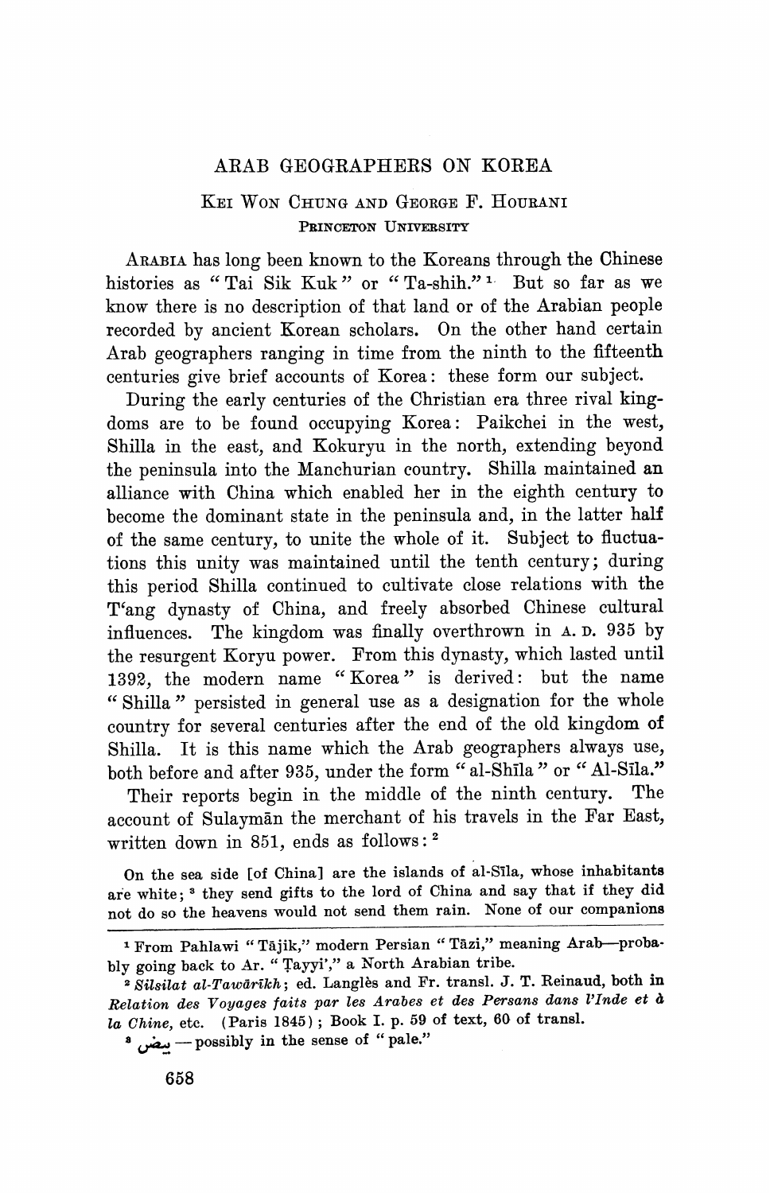# ARAB GEOGRAPHERS ON KOREA

KEI WON CHUNG AND GEORGE F. HOURANI
PRINCETON UNIVERSITY

ARABIA has long been known to the Koreans through the Chinese histories as "Tai Sik Kuk" or "Ta-shih."[1] But so far as we know there is no description of that land or of the Arabian people recorded by ancient Korean scholars. On the other hand certain Arab geographers ranging in time from the ninth to the fifteenth centuries give brief accounts of Korea: these form our subject.

During the early centuries of the Christian era three rival kingdoms are to be found occupying Korea: Paikchei in the west, Shilla in the east, and Kokuryu in the north, extending beyond the peninsula into the Manchurian country. Shilla maintained an alliance with China which enabled her in the eighth century to become the dominant state in the peninsula and, in the latter half of the same century, to unite the whole of it. Subject to fluctuations this unity was maintained until the tenth century; during this period Shilla continued to cultivate close relations with the T'ang dynasty of China, and freely absorbed Chinese cultural influences. The kingdom was finally overthrown in A. D. 935 by the resurgent Koryu power. From this dynasty, which lasted until 1392, the modern name "Korea" is derived: but the name "Shilla" persisted in general use as a designation for the whole country for several centuries after the end of the old kingdom of Shilla. It is this name which the Arab geographers always use, both before and after 935, under the form "al-Shīla" or "Al-Sīla."

Their reports begin in the middle of the ninth century. The account of Sulaymān the merchant of his travels in the Far East, written down in 851, ends as follows:[2]

> On the sea side [of China] are the islands of al-Sīla, whose inhabitants are white;[3] they send gifts to the lord of China and say that if they did not do so the heavens would not send them rain. None of our companions

---

[1] From Pahlawi "Tājik," modern Persian "Tāzi," meaning Arab—probably going back to Ar. "Ṭayyi'," a North Arabian tribe.

[2] *Silsilat al-Tawārīkh*; ed. Langlès and Fr. transl. J. T. Reinaud, both in *Relation des Voyages faits par les Arabes et des Persans dans l'Inde et à la Chine*, etc. (Paris 1845); Book I. p. 59 of text, 60 of transl.

[3] بيض — possibly in the sense of "pale."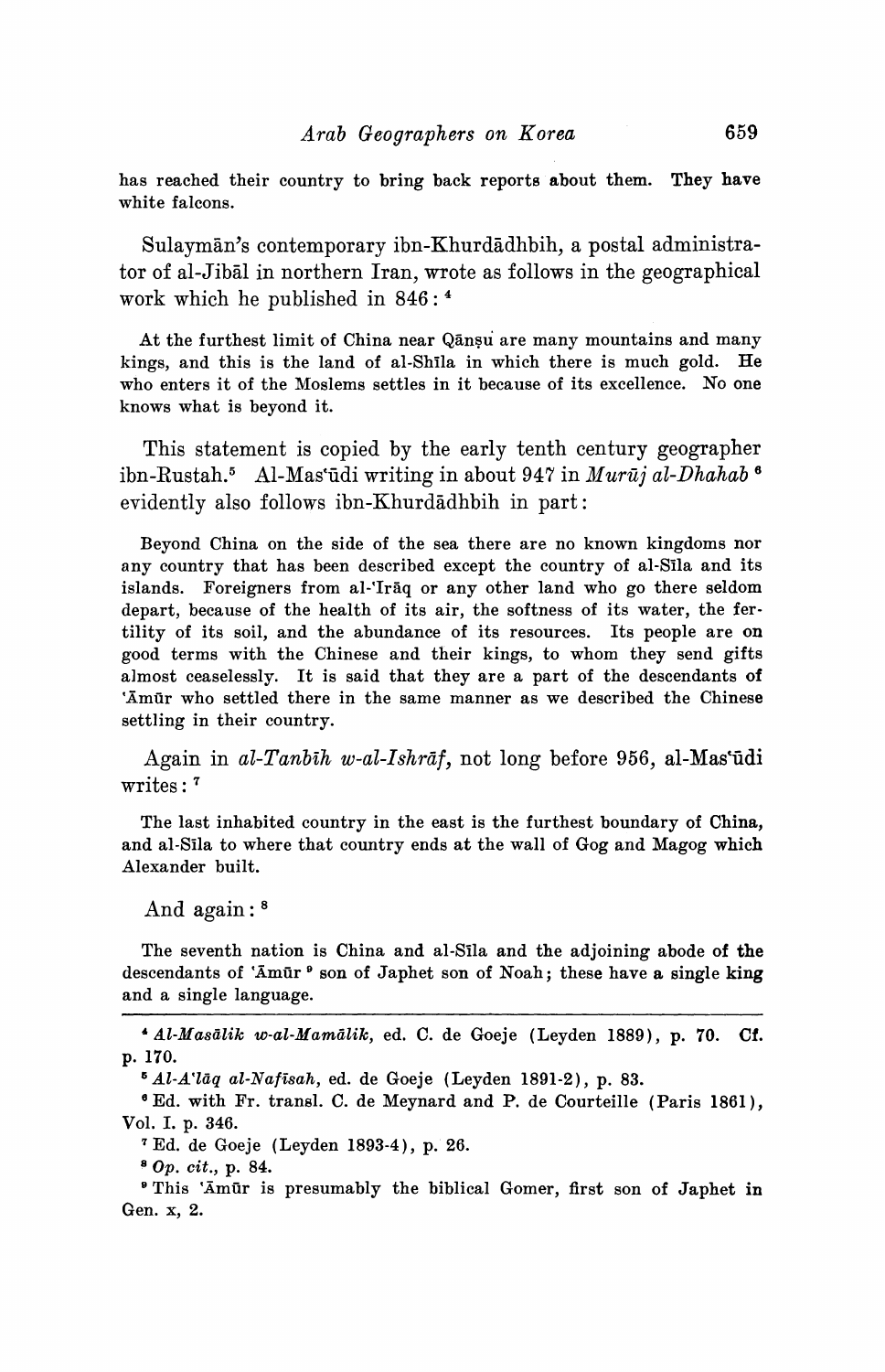has reached their country to bring back reports about them. They have white falcons.

Sulaymān's contemporary ibn-Khurdādhbih, a postal administrator of al-Jibāl in northern Iran, wrote as follows in the geographical work which he published in 846:[4]

> At the furthest limit of China near Qānṣu are many mountains and many kings, and this is the land of al-Shīla in which there is much gold. He who enters it of the Moslems settles in it because of its excellence. No one knows what is beyond it.

This statement is copied by the early tenth century geographer ibn-Rustah.[5] Al-Mas'ūdi writing in about 947 in *Murūj al-Dhahab*[6] evidently also follows ibn-Khurdādhbih in part:

> Beyond China on the side of the sea there are no known kingdoms nor any country that has been described except the country of al-Sīla and its islands. Foreigners from al-'Irāq or any other land who go there seldom depart, because of the health of its air, the softness of its water, the fertility of its soil, and the abundance of its resources. Its people are on good terms with the Chinese and their kings, to whom they send gifts almost ceaselessly. It is said that they are a part of the descendants of 'Āmūr who settled there in the same manner as we described the Chinese settling in their country.

Again in *al-Tanbīh w-al-Ishrāf*, not long before 956, al-Mas'ūdi writes:[7]

> The last inhabited country in the east is the furthest boundary of China, and al-Sīla to where that country ends at the wall of Gog and Magog which Alexander built.

And again:[8]

> The seventh nation is China and al-Sīla and the adjoining abode of the descendants of 'Āmūr[9] son of Japhet son of Noah; these have a single king and a single language.

---

[4] *Al-Masālik w-al-Mamālik*, ed. C. de Goeje (Leyden 1889), p. 70. Cf. p. 170.

[5] *Al-A'lāq al-Nafīsah*, ed. de Goeje (Leyden 1891-2), p. 83.

[6] Ed. with Fr. transl. C. de Meynard and P. de Courteille (Paris 1861), Vol. I. p. 346.

[7] Ed. de Goeje (Leyden 1893-4), p. 26.

[8] *Op. cit.*, p. 84.

[9] This 'Āmūr is presumably the biblical Gomer, first son of Japhet in Gen. x, 2.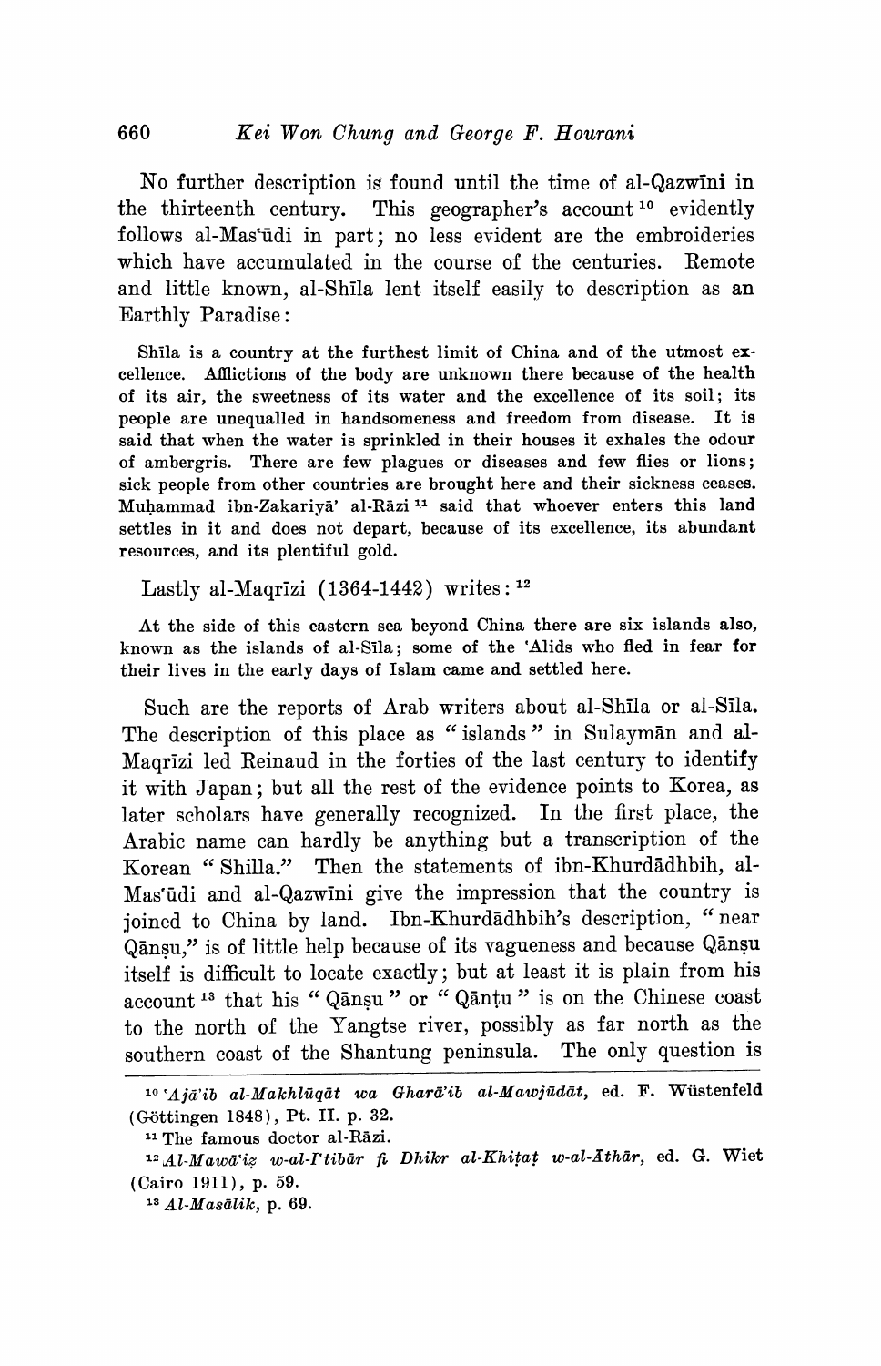No further description is found until the time of al-Qazwīni in the thirteenth century. This geographer's account[10] evidently follows al-Mas'ūdi in part; no less evident are the embroideries which have accumulated in the course of the centuries. Remote and little known, al-Shīla lent itself easily to description as an Earthly Paradise:

> Shīla is a country at the furthest limit of China and of the utmost excellence. Afflictions of the body are unknown there because of the health of its air, the sweetness of its water and the excellence of its soil; its people are unequalled in handsomeness and freedom from disease. It is said that when the water is sprinkled in their houses it exhales the odour of ambergris. There are few plagues or diseases and few flies or lions; sick people from other countries are brought here and their sickness ceases. Muḥammad ibn-Zakariyā' al-Rāzi[11] said that whoever enters this land settles in it and does not depart, because of its excellence, its abundant resources, and its plentiful gold.

Lastly al-Maqrīzi (1364-1442) writes:[12]

> At the side of this eastern sea beyond China there are six islands also, known as the islands of al-Sīla; some of the 'Alids who fled in fear for their lives in the early days of Islam came and settled here.

Such are the reports of Arab writers about al-Shīla or al-Sīla. The description of this place as "islands" in Sulaymān and al-Maqrīzi led Reinaud in the forties of the last century to identify it with Japan; but all the rest of the evidence points to Korea, as later scholars have generally recognized. In the first place, the Arabic name can hardly be anything but a transcription of the Korean "Shilla." Then the statements of ibn-Khurdādhbih, al-Mas'ūdi and al-Qazwīni give the impression that the country is joined to China by land. Ibn-Khurdādhbih's description, "near Qānṣu," is of little help because of its vagueness and because Qānṣu itself is difficult to locate exactly; but at least it is plain from his account[13] that his "Qānṣu" or "Qānṭu" is on the Chinese coast to the north of the Yangtse river, possibly as far north as the southern coast of the Shantung peninsula. The only question is

---

[10] *'Ajā'ib al-Makhlūqāt wa Gharā'ib al-Mawjūdāt*, ed. F. Wüstenfeld (Göttingen 1848), Pt. II. p. 32.

[11] The famous doctor al-Rāzi.

[12] *Al-Mawā'iẓ w-al-I'tibār fi Dhikr al-Khiṭaṭ w-al-Āthār*, ed. G. Wiet (Cairo 1911), p. 59.

[13] *Al-Masālik*, p. 69.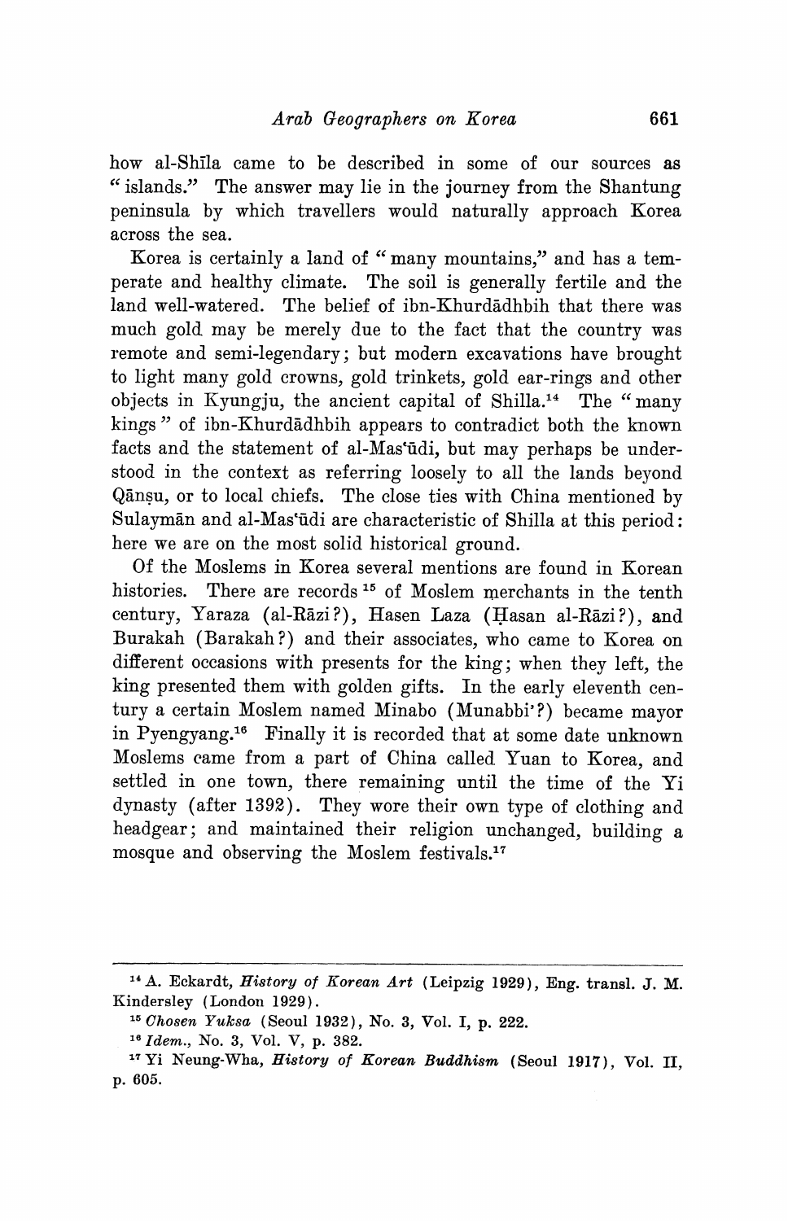how al-Shīla came to be described in some of our sources as "islands." The answer may lie in the journey from the Shantung peninsula by which travellers would naturally approach Korea across the sea.

Korea is certainly a land of "many mountains," and has a temperate and healthy climate. The soil is generally fertile and the land well-watered. The belief of ibn-Khurdādhbih that there was much gold may be merely due to the fact that the country was remote and semi-legendary; but modern excavations have brought to light many gold crowns, gold trinkets, gold ear-rings and other objects in Kyungju, the ancient capital of Shilla.[14] The "many kings" of ibn-Khurdādhbih appears to contradict both the known facts and the statement of al-Mas'ūdi, but may perhaps be understood in the context as referring loosely to all the lands beyond Qānṣu, or to local chiefs. The close ties with China mentioned by Sulaymān and al-Mas'ūdi are characteristic of Shilla at this period: here we are on the most solid historical ground.

Of the Moslems in Korea several mentions are found in Korean histories. There are records[15] of Moslem merchants in the tenth century, Yaraza (al-Rāzi?), Hasen Laza (Ḥasan al-Rāzi?), and Burakah (Barakah?) and their associates, who came to Korea on different occasions with presents for the king; when they left, the king presented them with golden gifts. In the early eleventh century a certain Moslem named Minabo (Munabbi'?) became mayor in Pyengyang.[16] Finally it is recorded that at some date unknown Moslems came from a part of China called Yuan to Korea, and settled in one town, there remaining until the time of the Yi dynasty (after 1392). They wore their own type of clothing and headgear; and maintained their religion unchanged, building a mosque and observing the Moslem festivals.[17]

---

[14] A. Eckardt, *History of Korean Art* (Leipzig 1929), Eng. transl. J. M. Kindersley (London 1929).

[15] *Chosen Yuksa* (Seoul 1932), No. 3, Vol. I, p. 222.

[16] *Idem.*, No. 3, Vol. V, p. 382.

[17] Yi Neung-Wha, *History of Korean Buddhism* (Seoul 1917), Vol. II, p. 605.